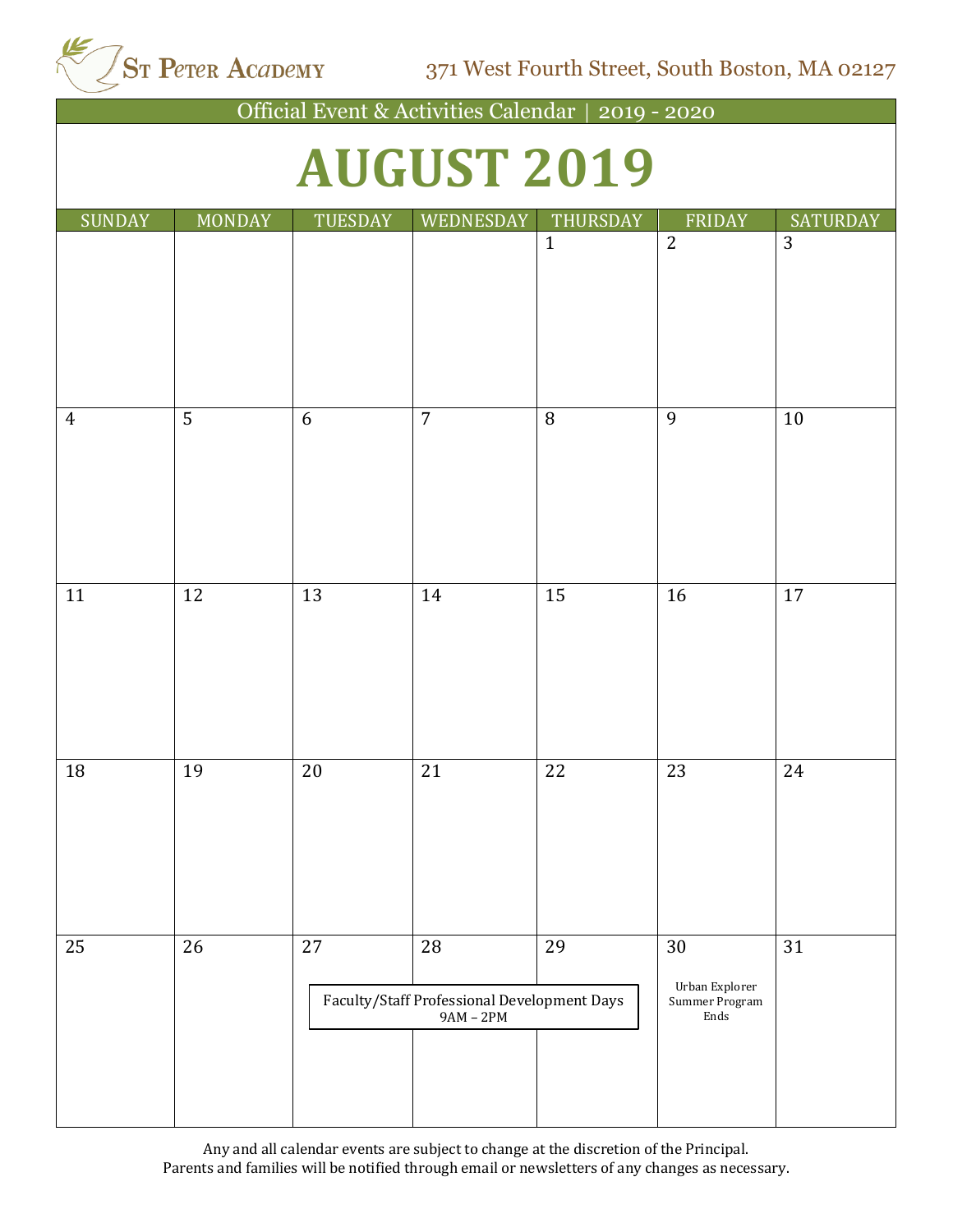ST PETER ACADEMY

371 West Fourth Street, South Boston, MA 02127

Official Event & Activities Calendar | 2019 - 2020

# AUGUST 2019

| SUNDAY | MONDAY | TUESDAY | WEDNESDAY | THURSDAY | FRIDAY | SATURDAY |
|---|---|---|---|---|---|---|
| | | | | 1 | 2 | 3 |
| 4 | 5 | 6 | 7 | 8 | 9 | 10 |
| 11 | 12 | 13 | 14 | 15 | 16 | 17 |
| 18 | 19 | 20 | 21 | 22 | 23 | 24 |
| 25 | 26 | 27 Faculty/Staff Professional Development Days 9AM – 2PM | 28 Faculty/Staff Professional Development Days 9AM – 2PM | 29 Faculty/Staff Professional Development Days 9AM – 2PM | 30 Urban Explorer Summer Program Ends | 31 |

Any and all calendar events are subject to change at the discretion of the Principal.
Parents and families will be notified through email or newsletters of any changes as necessary.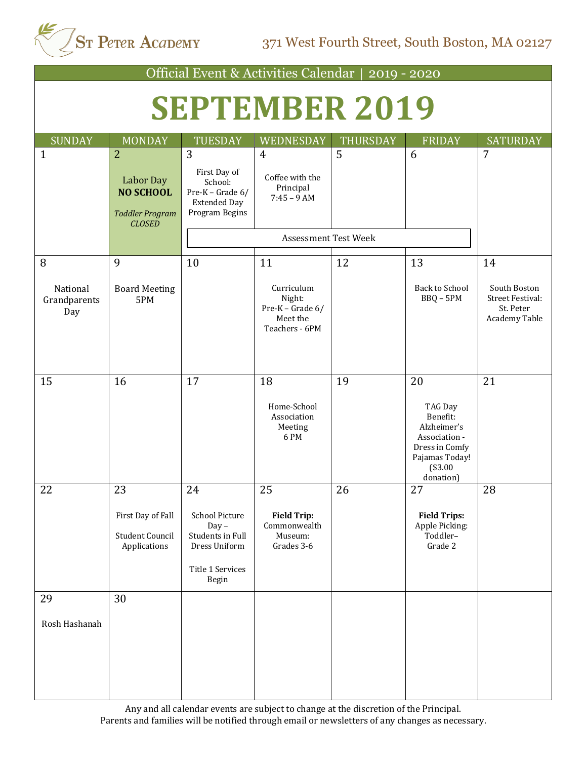St Peter Academy

371 West Fourth Street, South Boston, MA 02127

Official Event & Activities Calendar | 2019 - 2020

# SEPTEMBER 2019

| SUNDAY | MONDAY | TUESDAY | WEDNESDAY | THURSDAY | FRIDAY | SATURDAY |
|---|---|---|---|---|---|---|
| 1 | 2<br>Labor Day<br>**NO SCHOOL**<br>*Toddler Program CLOSED* | 3<br>First Day of School:<br>Pre-K – Grade 6/ Extended Day Program Begins<br>Assessment Test Week | 4<br>Coffee with the Principal<br>7:45 – 9 AM<br>Assessment Test Week | 5<br>Assessment Test Week | 6<br>Assessment Test Week | 7 |
| 8<br>National Grandparents Day | 9<br>Board Meeting<br>5PM | 10 | 11<br>Curriculum Night:<br>Pre-K – Grade 6/ Meet the Teachers - 6PM | 12 | 13<br>Back to School BBQ – 5PM | 14<br>South Boston Street Festival: St. Peter Academy Table |
| 15 | 16 | 17 | 18<br>Home-School Association Meeting<br>6 PM | 19 | 20<br>TAG Day<br>Benefit: Alzheimer's Association - Dress in Comfy Pajamas Today! ($3.00 donation) | 21 |
| 22 | 23<br>First Day of Fall<br>Student Council Applications | 24<br>School Picture Day – Students in Full Dress Uniform<br>Title 1 Services Begin | 25<br>**Field Trip:** Commonwealth Museum: Grades 3-6 | 26 | 27<br>**Field Trips:** Apple Picking: Toddler– Grade 2 | 28 |
| 29<br>Rosh Hashanah | 30 | | | | | |

Any and all calendar events are subject to change at the discretion of the Principal.
Parents and families will be notified through email or newsletters of any changes as necessary.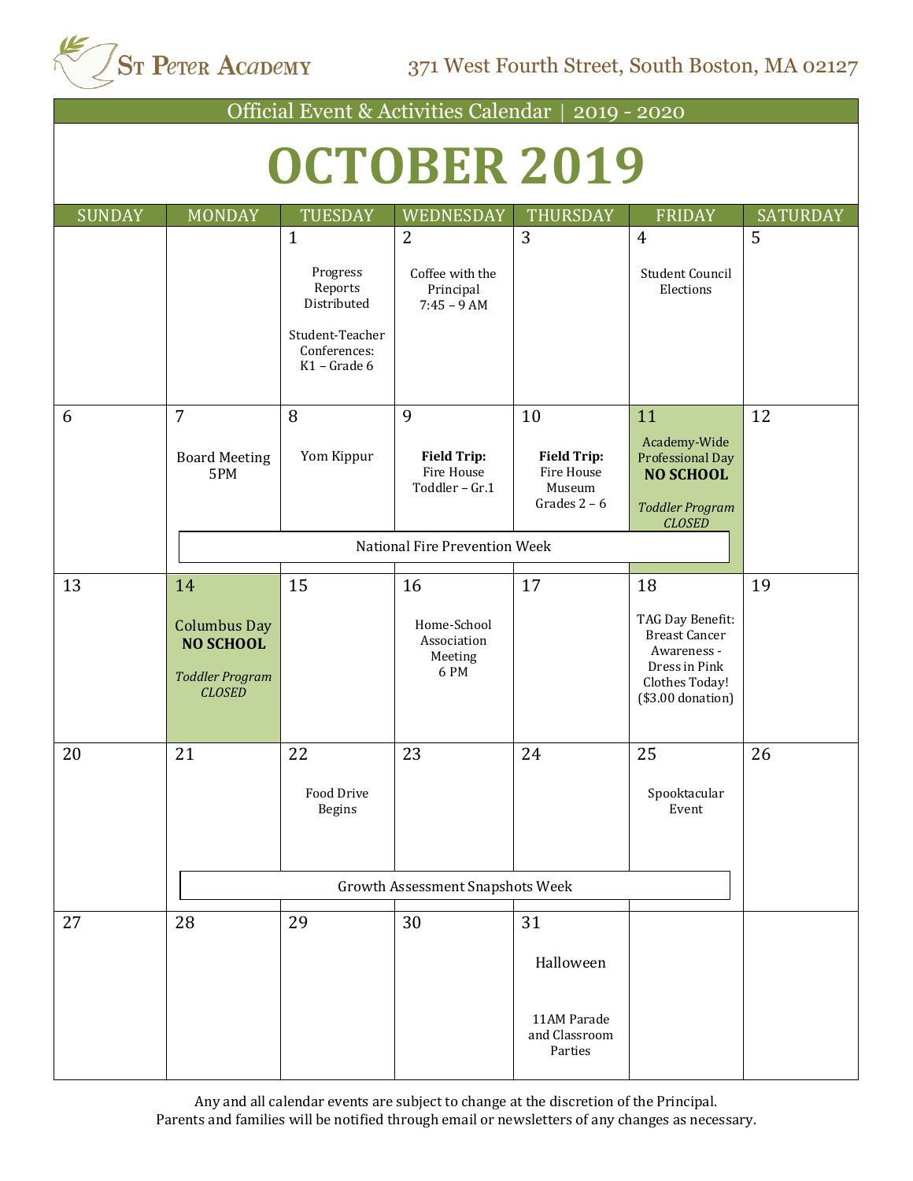ST PETER ACADEMY

371 West Fourth Street, South Boston, MA 02127

Official Event & Activities Calendar | 2019 - 2020

# OCTOBER 2019

| SUNDAY | MONDAY | TUESDAY | WEDNESDAY | THURSDAY | FRIDAY | SATURDAY |
|---|---|---|---|---|---|---|
| | | 1<br>Progress Reports Distributed<br>Student-Teacher Conferences: K1 – Grade 6 | 2<br>Coffee with the Principal 7:45 – 9 AM | 3 | 4<br>Student Council Elections | 5 |
| 6 | 7<br>Board Meeting 5PM | 8<br>Yom Kippur | 9<br>**Field Trip:** Fire House Toddler – Gr.1 | 10<br>**Field Trip:** Fire House Museum Grades 2 – 6 | 11<br>Academy-Wide Professional Day **NO SCHOOL**<br>*Toddler Program CLOSED* | 12 |
| | National Fire Prevention Week | | | | | |
| 13 | 14<br>Columbus Day **NO SCHOOL**<br>*Toddler Program CLOSED* | 15 | 16<br>Home-School Association Meeting 6 PM | 17 | 18<br>TAG Day Benefit: Breast Cancer Awareness - Dress in Pink Clothes Today! ($3.00 donation) | 19 |
| 20 | 21 | 22<br>Food Drive Begins | 23 | 24 | 25<br>Spooktacular Event | 26 |
| | Growth Assessment Snapshots Week | | | | | |
| 27 | 28 | 29 | 30 | 31<br>Halloween<br>11AM Parade and Classroom Parties | | |

Any and all calendar events are subject to change at the discretion of the Principal.
Parents and families will be notified through email or newsletters of any changes as necessary.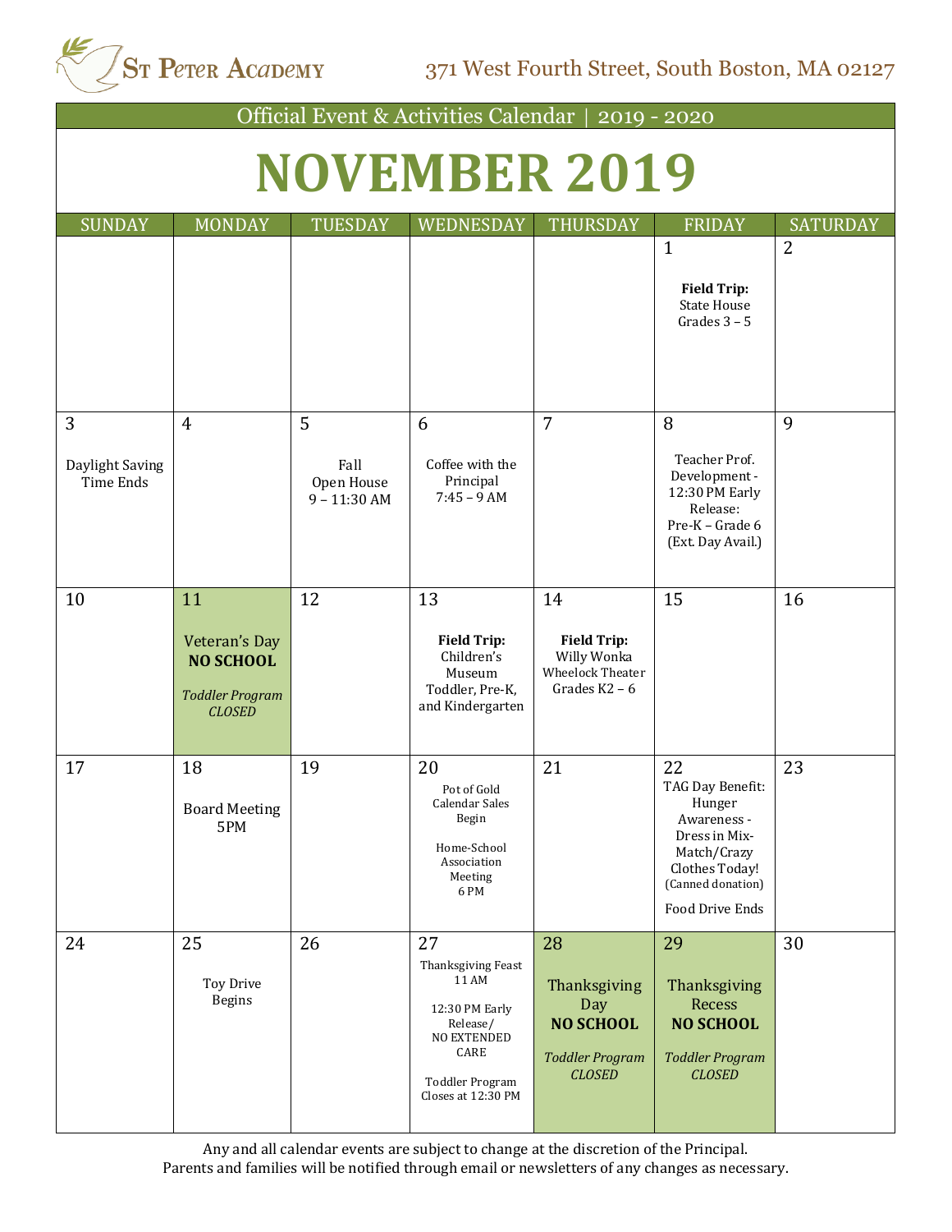St Peter Academy

371 West Fourth Street, South Boston, MA 02127

Official Event & Activities Calendar | 2019 - 2020

# NOVEMBER 2019

| SUNDAY | MONDAY | TUESDAY | WEDNESDAY | THURSDAY | FRIDAY | SATURDAY |
|---|---|---|---|---|---|---|
| | | | | | 1<br>**Field Trip:** State House Grades 3 – 5 | 2 |
| 3<br>Daylight Saving Time Ends | 4 | 5<br>Fall Open House 9 – 11:30 AM | 6<br>Coffee with the Principal 7:45 – 9 AM | 7 | 8<br>Teacher Prof. Development - 12:30 PM Early Release: Pre-K – Grade 6 (Ext. Day Avail.) | 9 |
| 10 | 11<br>Veteran's Day **NO SCHOOL**<br>*Toddler Program CLOSED* | 12 | 13<br>**Field Trip:** Children's Museum Toddler, Pre-K, and Kindergarten | 14<br>**Field Trip:** Willy Wonka Wheelock Theater Grades K2 – 6 | 15 | 16 |
| 17 | 18<br>Board Meeting 5PM | 19 | 20<br>Pot of Gold Calendar Sales Begin<br>Home-School Association Meeting 6 PM | 21 | 22<br>TAG Day Benefit: Hunger Awareness - Dress in Mix-Match/Crazy Clothes Today! (Canned donation)<br>Food Drive Ends | 23 |
| 24 | 25<br>Toy Drive Begins | 26 | 27<br>Thanksgiving Feast 11 AM<br>12:30 PM Early Release/ NO EXTENDED CARE<br>Toddler Program Closes at 12:30 PM | 28<br>Thanksgiving Day **NO SCHOOL**<br>*Toddler Program CLOSED* | 29<br>Thanksgiving Recess **NO SCHOOL**<br>*Toddler Program CLOSED* | 30 |

Any and all calendar events are subject to change at the discretion of the Principal.
Parents and families will be notified through email or newsletters of any changes as necessary.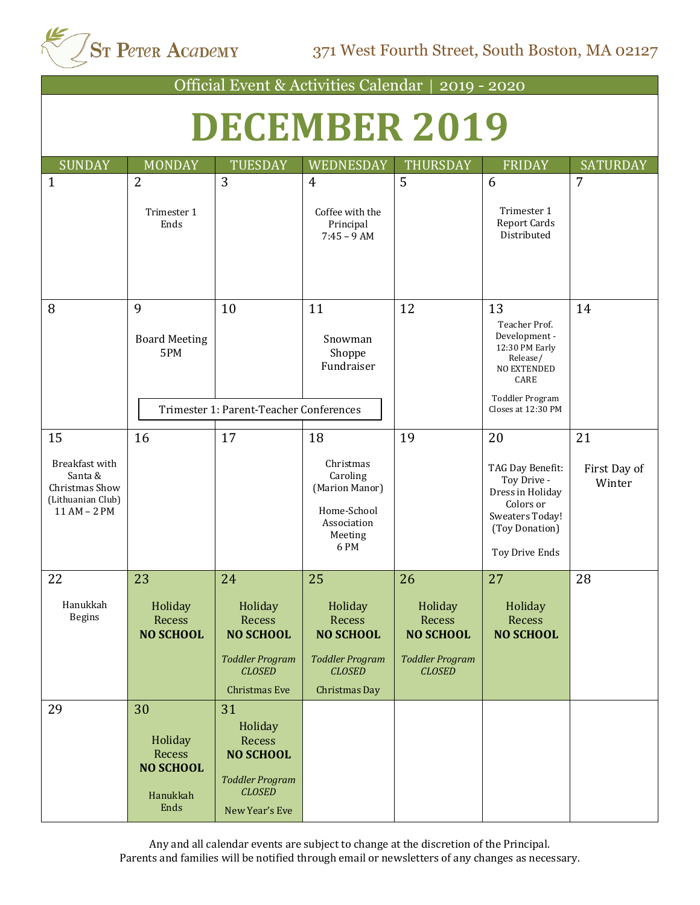ST PETER ACADEMY

371 West Fourth Street, South Boston, MA 02127

Official Event & Activities Calendar | 2019 - 2020

# DECEMBER 2019

| SUNDAY | MONDAY | TUESDAY | WEDNESDAY | THURSDAY | FRIDAY | SATURDAY |
|---|---|---|---|---|---|---|
| 1 | 2<br>Trimester 1 Ends | 3 | 4<br>Coffee with the Principal 7:45 – 9 AM | 5 | 6<br>Trimester 1 Report Cards Distributed | 7 |
| 8 | 9<br>Board Meeting 5PM<br>Trimester 1: Parent-Teacher Conferences | 10<br>Trimester 1: Parent-Teacher Conferences | 11<br>Snowman Shoppe Fundraiser<br>Trimester 1: Parent-Teacher Conferences | 12 | 13<br>Teacher Prof. Development - 12:30 PM Early Release/ NO EXTENDED CARE<br>Toddler Program Closes at 12:30 PM | 14 |
| 15<br>Breakfast with Santa & Christmas Show (Lithuanian Club) 11 AM – 2 PM | 16 | 17 | 18<br>Christmas Caroling (Marion Manor)<br>Home-School Association Meeting 6 PM | 19 | 20<br>TAG Day Benefit: Toy Drive - Dress in Holiday Colors or Sweaters Today! (Toy Donation)<br>Toy Drive Ends | 21<br>First Day of Winter |
| 22<br>Hanukkah Begins | 23<br>Holiday Recess **NO SCHOOL** | 24<br>Holiday Recess **NO SCHOOL**<br>*Toddler Program CLOSED*<br>Christmas Eve | 25<br>Holiday Recess **NO SCHOOL**<br>*Toddler Program CLOSED*<br>Christmas Day | 26<br>Holiday Recess **NO SCHOOL**<br>*Toddler Program CLOSED* | 27<br>Holiday Recess **NO SCHOOL** | 28 |
| 29 | 30<br>Holiday Recess **NO SCHOOL**<br>Hanukkah Ends | 31<br>Holiday Recess **NO SCHOOL**<br>*Toddler Program CLOSED*<br>New Year's Eve | | | | |

Any and all calendar events are subject to change at the discretion of the Principal.
Parents and families will be notified through email or newsletters of any changes as necessary.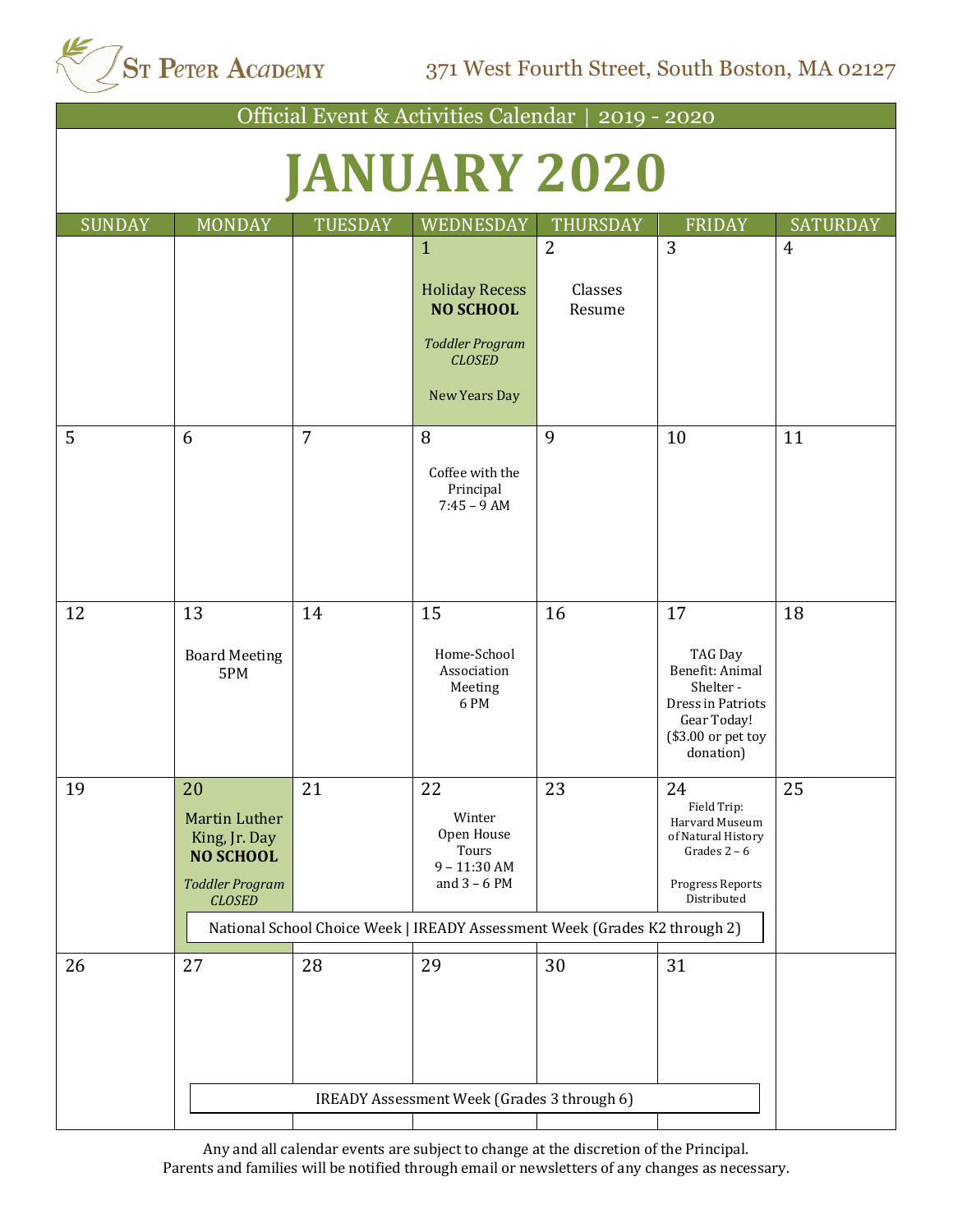St Peter Academy 371 West Fourth Street, South Boston, MA 02127

Official Event & Activities Calendar | 2019 - 2020

# JANUARY 2020

| SUNDAY | MONDAY | TUESDAY | WEDNESDAY | THURSDAY | FRIDAY | SATURDAY |
|---|---|---|---|---|---|---|
| | | | 1 Holiday Recess **NO SCHOOL** *Toddler Program CLOSED* New Years Day | 2 Classes Resume | 3 | 4 |
| 5 | 6 | 7 | 8 Coffee with the Principal 7:45 – 9 AM | 9 | 10 | 11 |
| 12 | 13 Board Meeting 5PM | 14 | 15 Home-School Association Meeting 6 PM | 16 | 17 TAG Day Benefit: Animal Shelter - Dress in Patriots Gear Today! ($3.00 or pet toy donation) | 18 |
| 19 | 20 Martin Luther King, Jr. Day **NO SCHOOL** *Toddler Program CLOSED* | 21 | 22 Winter Open House Tours 9 – 11:30 AM and 3 – 6 PM | 23 | 24 Field Trip: Harvard Museum of Natural History Grades 2 – 6 Progress Reports Distributed | 25 |
| | National School Choice Week \| IREADY Assessment Week (Grades K2 through 2) | | | | | |
| 26 | 27 | 28 | 29 | 30 | 31 | |
| | IREADY Assessment Week (Grades 3 through 6) | | | | | |

Any and all calendar events are subject to change at the discretion of the Principal.
Parents and families will be notified through email or newsletters of any changes as necessary.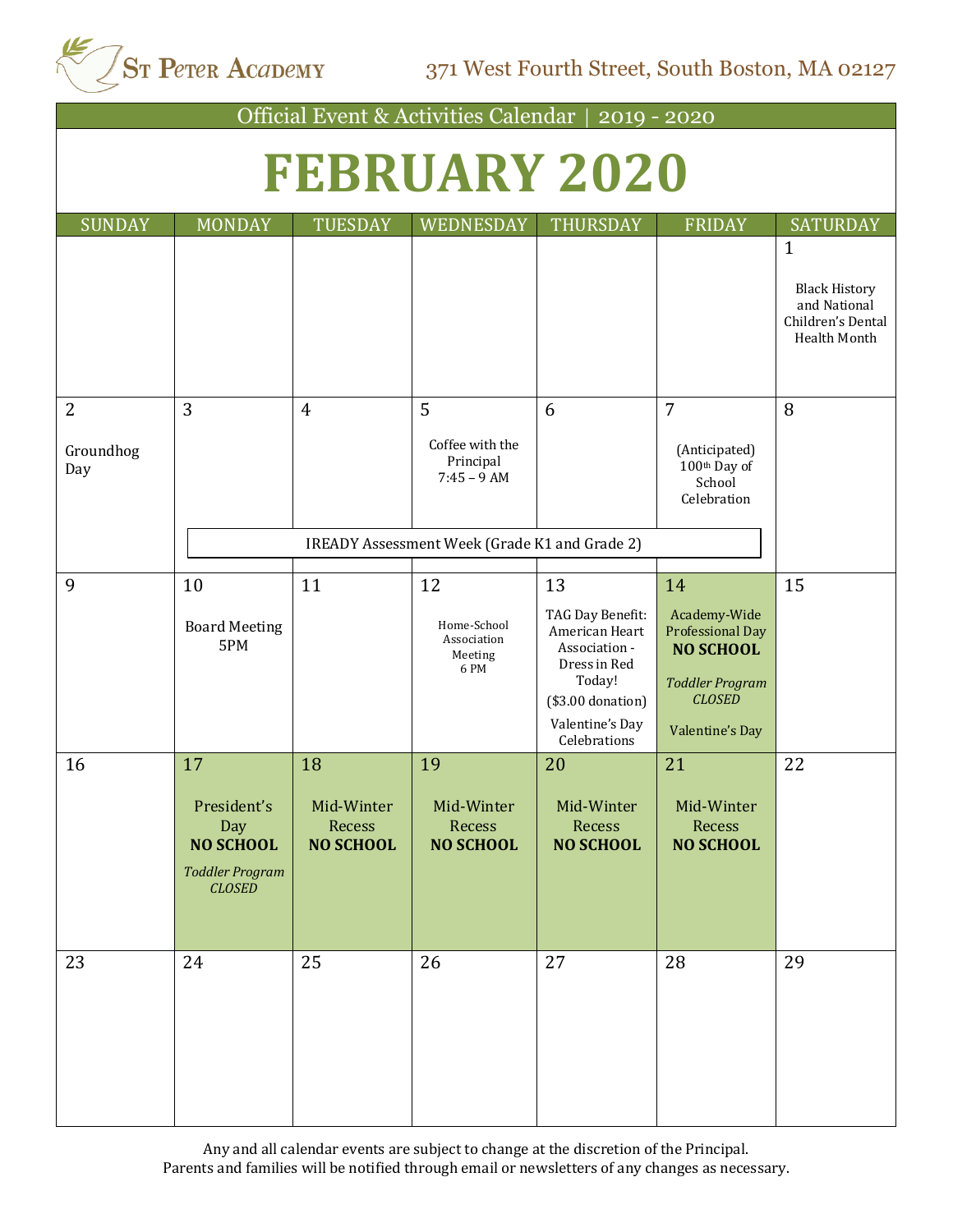St Peter Academy

371 West Fourth Street, South Boston, MA 02127

Official Event & Activities Calendar | 2019 - 2020

# FEBRUARY 2020

| SUNDAY | MONDAY | TUESDAY | WEDNESDAY | THURSDAY | FRIDAY | SATURDAY |
|---|---|---|---|---|---|---|
| | | | | | | 1<br>Black History and National Children's Dental Health Month |
| 2<br>Groundhog Day | 3 | 4 | 5<br>Coffee with the Principal<br>7:45 – 9 AM | 6 | 7<br>(Anticipated) 100th Day of School Celebration | 8 |
| | IREADY Assessment Week (Grade K1 and Grade 2) | | | | | |
| 9 | 10<br>Board Meeting<br>5PM | 11 | 12<br>Home-School Association Meeting<br>6 PM | 13<br>TAG Day Benefit: American Heart Association - Dress in Red Today!<br>($3.00 donation)<br>Valentine's Day Celebrations | 14<br>Academy-Wide Professional Day<br>**NO SCHOOL**<br>*Toddler Program CLOSED*<br>Valentine's Day | 15 |
| 16 | 17<br>President's Day<br>**NO SCHOOL**<br>*Toddler Program CLOSED* | 18<br>Mid-Winter Recess<br>**NO SCHOOL** | 19<br>Mid-Winter Recess<br>**NO SCHOOL** | 20<br>Mid-Winter Recess<br>**NO SCHOOL** | 21<br>Mid-Winter Recess<br>**NO SCHOOL** | 22 |
| 23 | 24 | 25 | 26 | 27 | 28 | 29 |

Any and all calendar events are subject to change at the discretion of the Principal.
Parents and families will be notified through email or newsletters of any changes as necessary.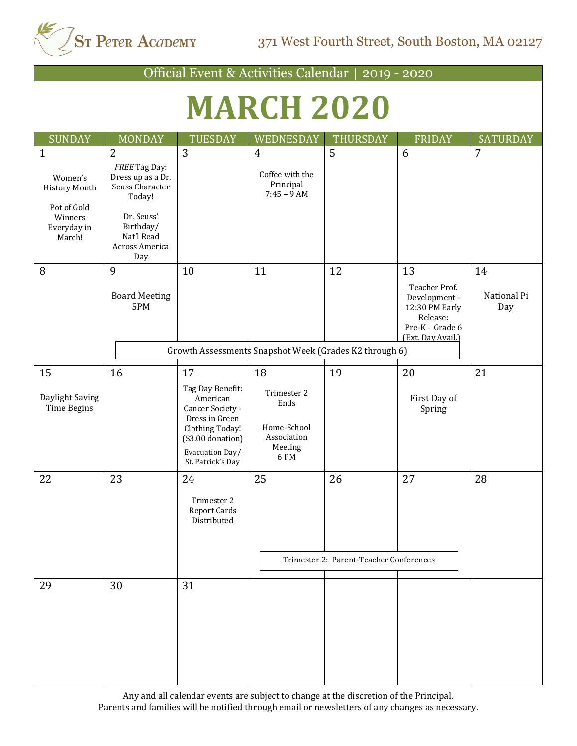ST PETER ACADEMY 371 West Fourth Street, South Boston, MA 02127

Official Event & Activities Calendar | 2019 - 2020

# MARCH 2020

| SUNDAY | MONDAY | TUESDAY | WEDNESDAY | THURSDAY | FRIDAY | SATURDAY |
|---|---|---|---|---|---|---|
| 1 Women's History Month<br>Pot of Gold Winners Everyday in March! | 2 *FREE* Tag Day: Dress up as a Dr. Seuss Character Today!<br>Dr. Seuss' Birthday/ Nat'l Read Across America Day | 3 | 4 Coffee with the Principal 7:45 – 9 AM | 5 | 6 | 7 |
| 8 | 9 Board Meeting 5PM | 10 | 11 | 12 | 13 Teacher Prof. Development - 12:30 PM Early Release: Pre-K – Grade 6 (Ext. Day Avail.) | 14 National Pi Day |
| | Growth Assessments Snapshot Week (Grades K2 through 6) | | | | | |
| 15 Daylight Saving Time Begins | 16 | 17 Tag Day Benefit: American Cancer Society - Dress in Green Clothing Today! ($3.00 donation)<br>Evacuation Day/ St. Patrick's Day | 18 Trimester 2 Ends<br>Home-School Association Meeting 6 PM | 19 | 20 First Day of Spring | 21 |
| 22 | 23 | 24 Trimester 2 Report Cards Distributed | 25 | 26 | 27 | 28 |
| | | | Trimester 2: Parent-Teacher Conferences | | | |
| 29 | 30 | 31 | | | | |

Any and all calendar events are subject to change at the discretion of the Principal.
Parents and families will be notified through email or newsletters of any changes as necessary.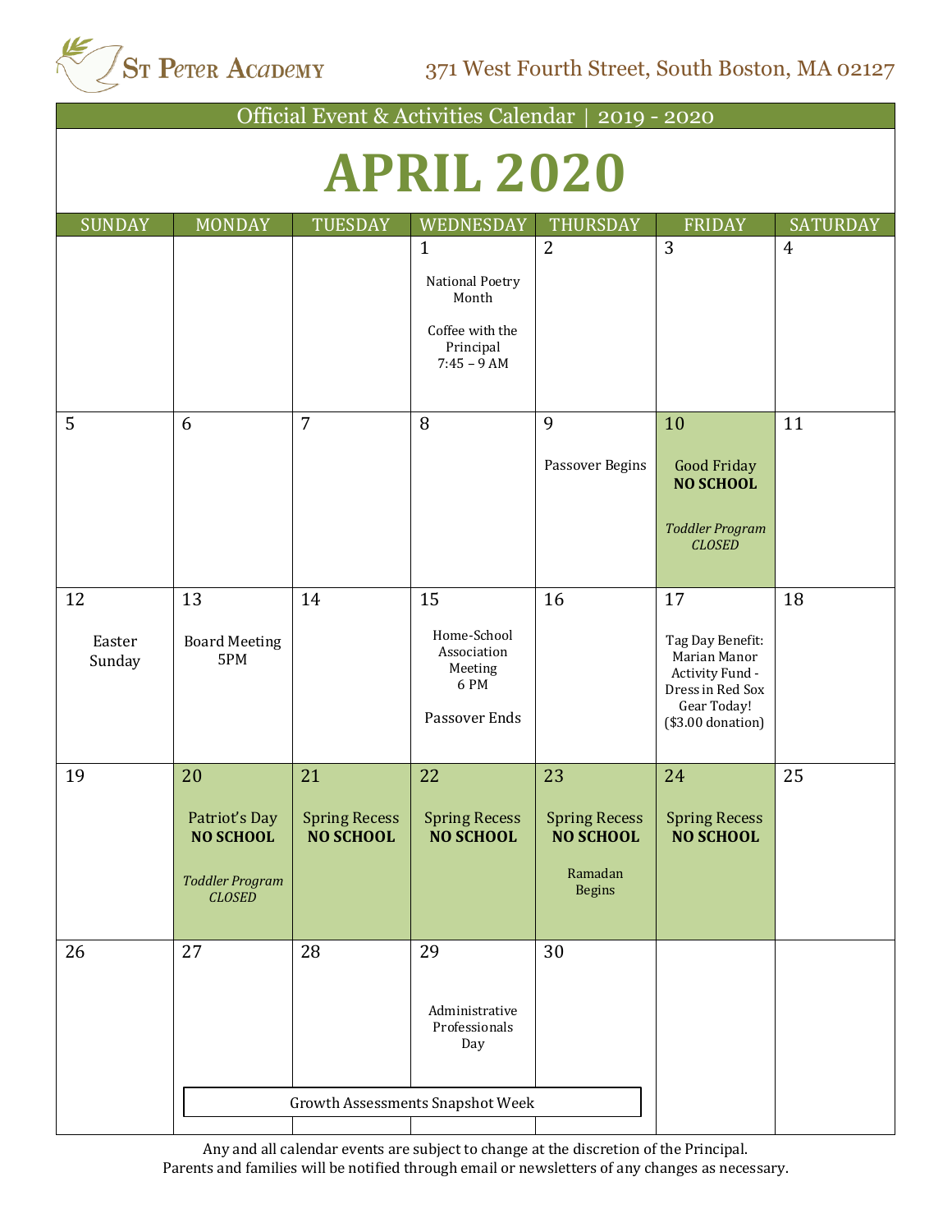St Peter Academy

371 West Fourth Street, South Boston, MA 02127

Official Event & Activities Calendar | 2019 - 2020

# APRIL 2020

| SUNDAY | MONDAY | TUESDAY | WEDNESDAY | THURSDAY | FRIDAY | SATURDAY |
|---|---|---|---|---|---|---|
| | | | 1<br>National Poetry Month<br>Coffee with the Principal 7:45 – 9 AM | 2 | 3 | 4 |
| 5 | 6 | 7 | 8 | 9<br>Passover Begins | 10<br>Good Friday **NO SCHOOL**<br>*Toddler Program CLOSED* | 11 |
| 12<br>Easter Sunday | 13<br>Board Meeting 5PM | 14 | 15<br>Home-School Association Meeting 6 PM<br>Passover Ends | 16 | 17<br>Tag Day Benefit: Marian Manor Activity Fund - Dress in Red Sox Gear Today! ($3.00 donation) | 18 |
| 19 | 20<br>Patriot's Day **NO SCHOOL**<br>*Toddler Program CLOSED* | 21<br>Spring Recess **NO SCHOOL** | 22<br>Spring Recess **NO SCHOOL** | 23<br>Spring Recess **NO SCHOOL**<br>Ramadan Begins | 24<br>Spring Recess **NO SCHOOL** | 25 |
| 26 | 27<br>Growth Assessments Snapshot Week | 28 | 29<br>Administrative Professionals Day | 30 | | |

Any and all calendar events are subject to change at the discretion of the Principal.
Parents and families will be notified through email or newsletters of any changes as necessary.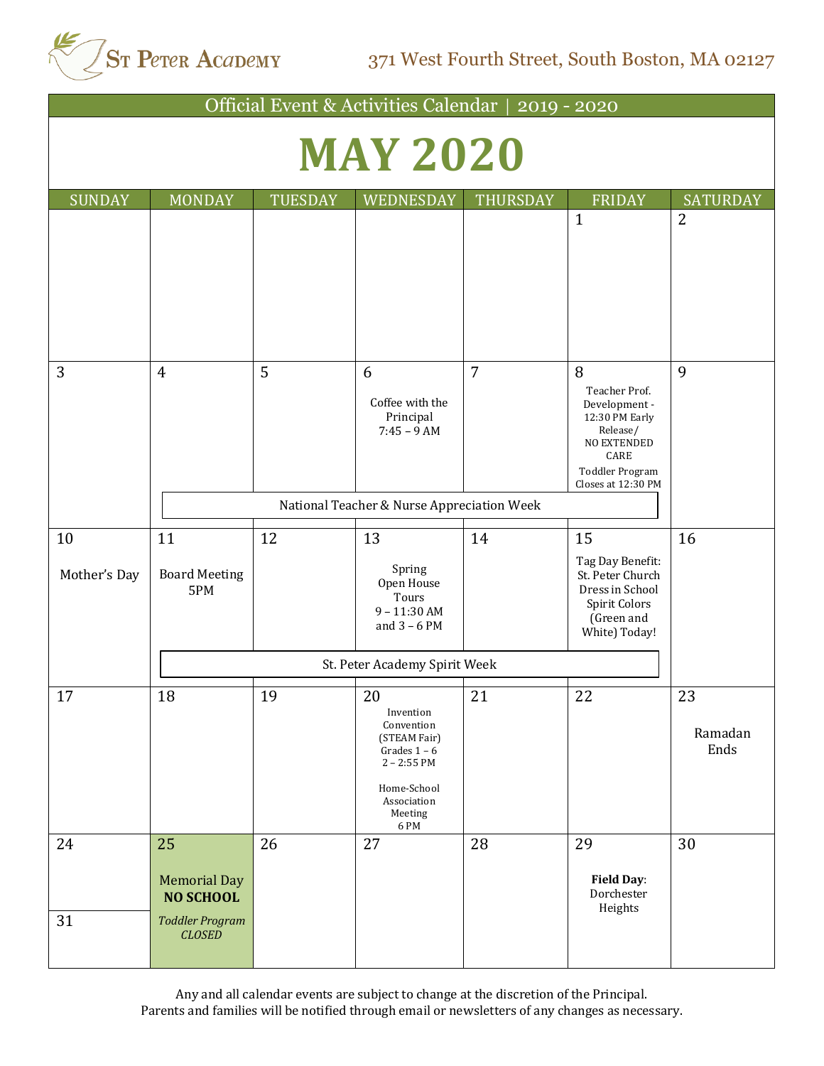St Peter Academy

371 West Fourth Street, South Boston, MA 02127

Official Event & Activities Calendar | 2019 - 2020

# MAY 2020

| SUNDAY | MONDAY | TUESDAY | WEDNESDAY | THURSDAY | FRIDAY | SATURDAY |
|---|---|---|---|---|---|---|
| | | | | | 1 | 2 |
| 3 | 4 | 5 | 6<br>Coffee with the Principal<br>7:45 – 9 AM | 7 | 8<br>Teacher Prof. Development - 12:30 PM Early Release/<br>NO EXTENDED CARE<br>Toddler Program Closes at 12:30 PM | 9 |
| | National Teacher & Nurse Appreciation Week | | | | | |
| 10<br>Mother's Day | 11<br>Board Meeting<br>5PM | 12 | 13<br>Spring Open House Tours<br>9 – 11:30 AM<br>and 3 – 6 PM | 14 | 15<br>Tag Day Benefit: St. Peter Church<br>Dress in School Spirit Colors (Green and White) Today! | 16 |
| | St. Peter Academy Spirit Week | | | | | |
| 17 | 18 | 19 | 20<br>Invention Convention (STEAM Fair)<br>Grades 1 – 6<br>2 – 2:55 PM<br><br>Home-School Association Meeting<br>6 PM | 21 | 22 | 23<br>Ramadan Ends |
| 24<br><br>31 | 25<br>Memorial Day<br>**NO SCHOOL**<br>*Toddler Program CLOSED* | 26 | 27 | 28 | 29<br>**Field Day**: Dorchester Heights | 30 |

Any and all calendar events are subject to change at the discretion of the Principal.
Parents and families will be notified through email or newsletters of any changes as necessary.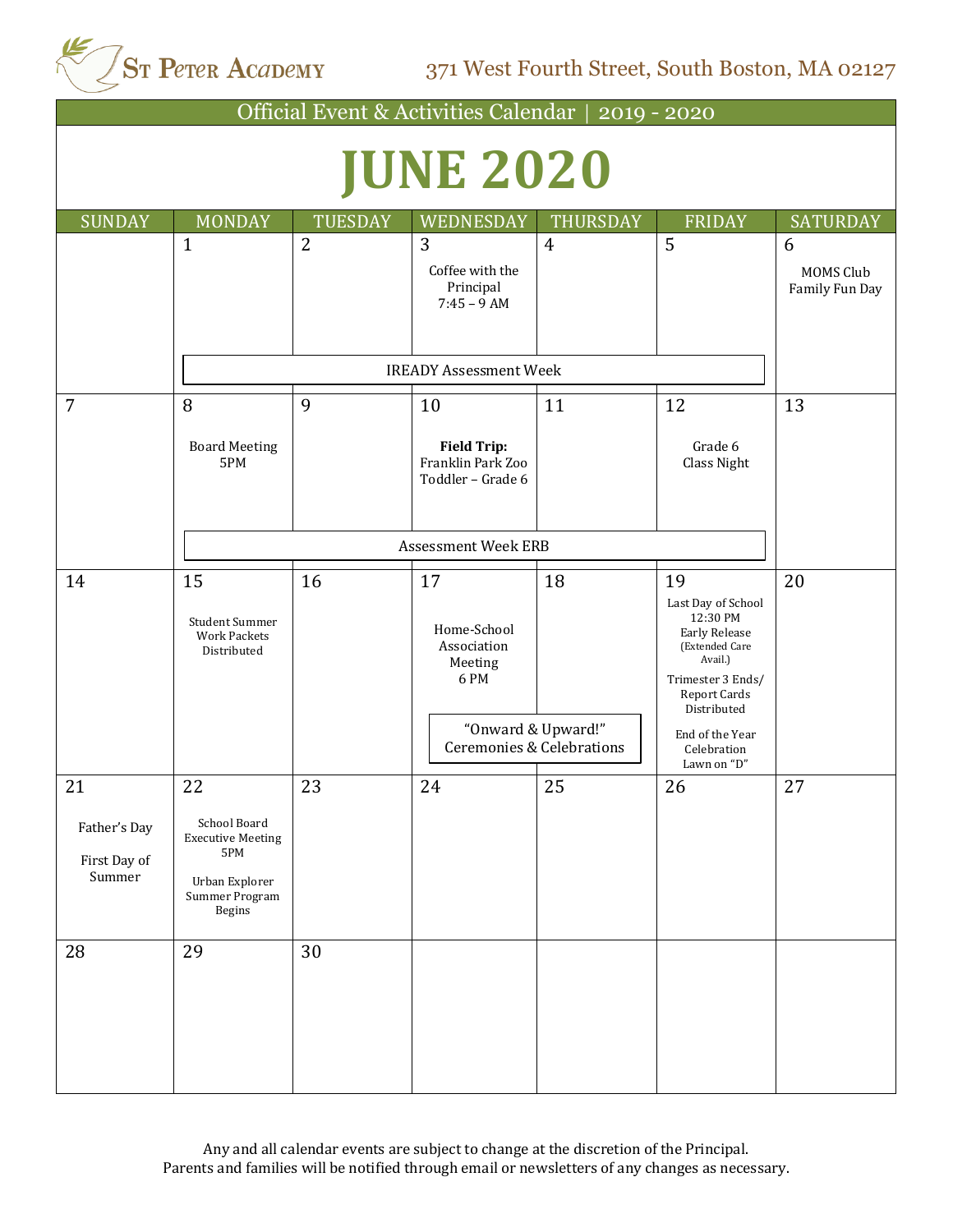St Peter Academy

371 West Fourth Street, South Boston, MA 02127

Official Event & Activities Calendar | 2019 - 2020

# JUNE 2020

| SUNDAY | MONDAY | TUESDAY | WEDNESDAY | THURSDAY | FRIDAY | SATURDAY |
|---|---|---|---|---|---|---|
| | 1 | 2 | 3 Coffee with the Principal 7:45 – 9 AM | 4 | 5 | 6 MOMS Club Family Fun Day |
| | IREADY Assessment Week | | | | | |
| 7 | 8 Board Meeting 5PM | 9 | 10 **Field Trip:** Franklin Park Zoo Toddler – Grade 6 | 11 | 12 Grade 6 Class Night | 13 |
| | Assessment Week ERB | | | | | |
| 14 | 15 Student Summer Work Packets Distributed | 16 | 17 Home-School Association Meeting 6 PM | 18 | 19 Last Day of School 12:30 PM Early Release (Extended Care Avail.) Trimester 3 Ends/ Report Cards Distributed End of the Year Celebration Lawn on "D" | 20 |
| | | | "Onward & Upward!" Ceremonies & Celebrations | | | |
| 21 Father's Day First Day of Summer | 22 School Board Executive Meeting 5PM Urban Explorer Summer Program Begins | 23 | 24 | 25 | 26 | 27 |
| 28 | 29 | 30 | | | | |

Any and all calendar events are subject to change at the discretion of the Principal.
Parents and families will be notified through email or newsletters of any changes as necessary.